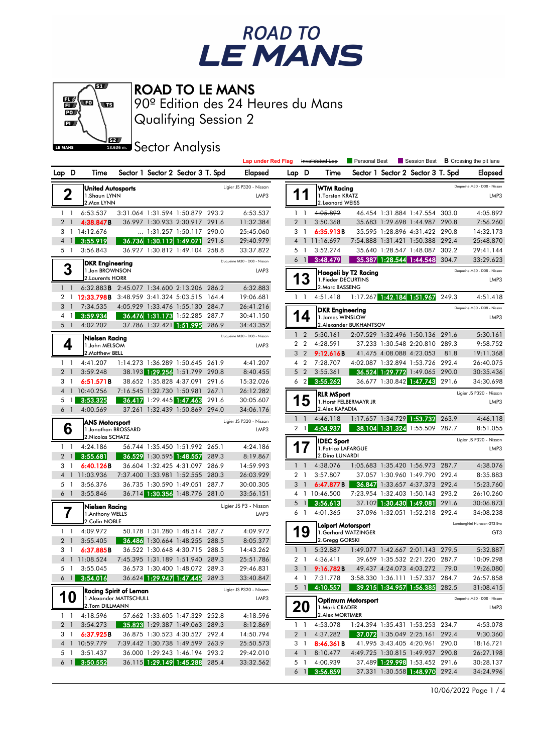# ROAD TO LE MANS

## ROAD TO LE MANS
90º Edition des 24 Heures du Mans
Qualifying Session 2

## Sector Analysis

Lap under Red Flag | ~~Invalidated Lap~~ | Personal Best | Session Best | **B** Crossing the pit lane

### 2 — United Autosports (Ligier JS P320 - Nissan, LMP3)
1.Shaun LYNN
2.Max LYNN

| Lap | D | Time | Sector 1 | Sector 2 | Sector 3 | T. Spd | Elapsed |
|---|---|---|---|---|---|---|---|
| 1 | 1 | 6:53.537 | 3:31.064 | 1:31.594 | 1:50.879 | 293.2 | 6:53.537 |
| 2 | 1 | 4:38.847**B** | 36.997 | 1:30.933 | 2:30.917 | 291.6 | 11:32.384 |
| 3 | 1 | 14:12.676 | ... | 1:31.257 | 1:50.117 | 290.0 | 25:45.060 |
| 4 | 1 | 3:55.919 | 36.736 | 1:30.112 | 1:49.071 | 291.6 | 29:40.979 |
| 5 | 1 | 3:56.843 | 36.927 | 1:30.812 | 1:49.104 | 258.8 | 33:37.822 |

### 3 — DKR Engineering (Duqueine M30 - D08 - Nissan, LMP3)
1.Jon BROWNSON
2.Laurents HORR

| Lap | D | Time | Sector 1 | Sector 2 | Sector 3 | T. Spd | Elapsed |
|---|---|---|---|---|---|---|---|
| 1 | 1 | 6:32.883**B** | 2:45.077 | 1:34.600 | 2:13.206 | 286.2 | 6:32.883 |
| 2 | 1 | 12:33.798**B** | 3:48.959 | 3:41.324 | 5:03.515 | 164.4 | 19:06.681 |
| 3 | 1 | 7:34.535 | 4:05.929 | 1:33.476 | 1:55.130 | 284.7 | 26:41.216 |
| 4 | 1 | 3:59.934 | 36.476 | 1:31.173 | 1:52.285 | 287.7 | 30:41.150 |
| 5 | 1 | 4:02.202 | 37.786 | 1:32.421 | 1:51.995 | 286.9 | 34:43.352 |

### 4 — Nielsen Racing (Duqueine M30 - D08 - Nissan, LMP3)
1.John MELSOM
2.Matthew BELL

| Lap | D | Time | Sector 1 | Sector 2 | Sector 3 | T. Spd | Elapsed |
|---|---|---|---|---|---|---|---|
| 1 | 1 | 4:41.207 | 1:14.273 | 1:36.289 | 1:50.645 | 261.9 | 4:41.207 |
| 2 | 1 | 3:59.248 | 38.193 | 1:29.256 | 1:51.799 | 290.8 | 8:40.455 |
| 3 | 1 | 6:51.571**B** | 38.652 | 1:35.828 | 4:37.091 | 291.6 | 15:32.026 |
| 4 | 1 | 10:40.256 | 7:16.554 | 1:32.730 | 1:50.981 | 267.1 | 26:12.282 |
| 5 | 1 | 3:53.325 | 36.417 | 1:29.445 | 1:47.463 | 291.6 | 30:05.607 |
| 6 | 1 | 4:00.569 | 37.261 | 1:32.439 | 1:50.869 | 294.0 | 34:06.176 |

### 6 — ANS Motorsport (Ligier JS P320 - Nissan, LMP3)
1.Jonathan BROSSARD
2.Nicolas SCHATZ

| Lap | D | Time | Sector 1 | Sector 2 | Sector 3 | T. Spd | Elapsed |
|---|---|---|---|---|---|---|---|
| 1 | 1 | 4:24.186 | 56.744 | 1:35.450 | 1:51.992 | 265.1 | 4:24.186 |
| 2 | 1 | 3:55.681 | 36.529 | 1:30.595 | 1:48.557 | 289.3 | 8:19.867 |
| 3 | 1 | 6:40.126**B** | 36.604 | 1:32.425 | 4:31.097 | 286.9 | 14:59.993 |
| 4 | 1 | 11:03.936 | 7:37.400 | 1:33.981 | 1:52.555 | 280.3 | 26:03.929 |
| 5 | 1 | 3:56.376 | 36.735 | 1:30.590 | 1:49.051 | 287.7 | 30:00.305 |
| 6 | 1 | 3:55.846 | 36.714 | 1:30.356 | 1:48.776 | 281.0 | 33:56.151 |

### 7 — Nielsen Racing (Ligier JS P3 - Nissan, LMP3)
1.Anthony WELLS
2.Colin NOBLE

| Lap | D | Time | Sector 1 | Sector 2 | Sector 3 | T. Spd | Elapsed |
|---|---|---|---|---|---|---|---|
| 1 | 1 | 4:09.972 | 50.178 | 1:31.280 | 1:48.514 | 287.7 | 4:09.972 |
| 2 | 1 | 3:55.405 | 36.486 | 1:30.664 | 1:48.255 | 288.5 | 8:05.377 |
| 3 | 1 | 6:37.885**B** | 36.522 | 1:30.648 | 4:30.715 | 288.5 | 14:43.262 |
| 4 | 1 | 11:08.524 | 7:45.395 | 1:31.189 | 1:51.940 | 289.3 | 25:51.786 |
| 5 | 1 | 3:55.045 | 36.573 | 1:30.400 | 1:48.072 | 289.3 | 29:46.831 |
| 6 | 1 | 3:54.016 | 36.624 | 1:29.947 | 1:47.445 | 289.3 | 33:40.847 |

### 10 — Racing Spirit of Leman (Ligier JS P320 - Nissan, LMP3)
1.Alexander MATTSCHULL
2.Tom DILLMANN

| Lap | D | Time | Sector 1 | Sector 2 | Sector 3 | T. Spd | Elapsed |
|---|---|---|---|---|---|---|---|
| 1 | 1 | 4:18.596 | 57.662 | 1:33.605 | 1:47.329 | 252.8 | 4:18.596 |
| 2 | 1 | 3:54.273 | 35.823 | 1:29.387 | 1:49.063 | 289.3 | 8:12.869 |
| 3 | 1 | 6:37.925**B** | 36.875 | 1:30.523 | 4:30.527 | 292.4 | 14:50.794 |
| 4 | 1 | 10:59.779 | 7:39.442 | 1:30.738 | 1:49.599 | 263.9 | 25:50.573 |
| 5 | 1 | 3:51.437 | 36.000 | 1:29.243 | 1:46.194 | 293.2 | 29:42.010 |
| 6 | 1 | 3:50.552 | 36.115 | 1:29.149 | 1:45.288 | 285.4 | 33:32.562 |

### 11 — WTM Racing (Duqueine M30 - D08 - Nissan, LMP3)
1.Torsten KRATZ
2.Leonard WEISS

| Lap | D | Time | Sector 1 | Sector 2 | Sector 3 | T. Spd | Elapsed |
|---|---|---|---|---|---|---|---|
| 1 | 1 | ~~4:05.892~~ | 46.454 | 1:31.884 | 1:47.554 | 303.0 | 4:05.892 |
| 2 | 1 | 3:50.368 | 35.683 | 1:29.698 | 1:44.987 | 290.8 | 7:56.260 |
| 3 | 1 | 6:35.913**B** | 35.595 | 1:28.896 | 4:31.422 | 290.8 | 14:32.173 |
| 4 | 1 | 11:16.697 | 7:54.888 | 1:31.421 | 1:50.388 | 292.4 | 25:48.870 |
| 5 | 1 | 3:52.274 | 35.640 | 1:28.547 | 1:48.087 | 302.2 | 29:41.144 |
| 6 | 1 | 3:48.479 | 35.387 | 1:28.544 | 1:44.548 | 304.7 | 33:29.623 |

### 13 — Haegeli by T2 Racing (Duqueine M30 - D08 - Nissan, LMP3)
1.Pieder DECURTINS
2.Marc BASSENG

| Lap | D | Time | Sector 1 | Sector 2 | Sector 3 | T. Spd | Elapsed |
|---|---|---|---|---|---|---|---|
| 1 | 1 | 4:51.418 | 1:17.267 | 1:42.184 | 1:51.967 | 249.3 | 4:51.418 |

### 14 — DKR Engineering (Duqueine M30 - D08 - Nissan, LMP3)
1.James WINSLOW
2.Alexander BUKHANTSOV

| Lap | D | Time | Sector 1 | Sector 2 | Sector 3 | T. Spd | Elapsed |
|---|---|---|---|---|---|---|---|
| 1 | 2 | 5:30.161 | 2:07.529 | 1:32.496 | 1:50.136 | 291.6 | 5:30.161 |
| 2 | 2 | 4:28.591 | 37.233 | 1:30.548 | 2:20.810 | 289.3 | 9:58.752 |
| 3 | 2 | 9:12.616**B** | 41.475 | 4:08.088 | 4:23.053 | 81.8 | 19:11.368 |
| 4 | 2 | 7:28.707 | 4:02.087 | 1:32.894 | 1:53.726 | 292.4 | 26:40.075 |
| 5 | 2 | 3:55.361 | 36.524 | 1:29.772 | 1:49.065 | 290.0 | 30:35.436 |
| 6 | 2 | 3:55.262 | 36.677 | 1:30.842 | 1:47.743 | 291.6 | 34:30.698 |

### 15 — RLR MSport (Ligier JS P320 - Nissan, LMP3)
1.Horst FELBERMAYR JR
2.Alex KAPADIA

| Lap | D | Time | Sector 1 | Sector 2 | Sector 3 | T. Spd | Elapsed |
|---|---|---|---|---|---|---|---|
| 1 | 1 | 4:46.118 | 1:17.657 | 1:34.729 | 1:53.732 | 263.9 | 4:46.118 |
| 2 | 1 | 4:04.937 | 38.104 | 1:31.324 | 1:55.509 | 287.7 | 8:51.055 |

### 17 — IDEC Sport (Ligier JS P320 - Nissan, LMP3)
1.Patrice LAFARGUE
2.Dino LUNARDI

| Lap | D | Time | Sector 1 | Sector 2 | Sector 3 | T. Spd | Elapsed |
|---|---|---|---|---|---|---|---|
| 1 | 1 | 4:38.076 | 1:05.683 | 1:35.420 | 1:56.973 | 287.7 | 4:38.076 |
| 2 | 1 | 3:57.807 | 37.057 | 1:30.960 | 1:49.790 | 292.4 | 8:35.883 |
| 3 | 1 | 6:47.877**B** | 36.847 | 1:33.657 | 4:37.373 | 292.4 | 15:23.760 |
| 4 | 1 | 10:46.500 | 7:23.954 | 1:32.403 | 1:50.143 | 293.2 | 26:10.260 |
| 5 | 1 | 3:56.613 | 37.102 | 1:30.430 | 1:49.081 | 291.6 | 30:06.873 |
| 6 | 1 | 4:01.365 | 37.096 | 1:32.051 | 1:52.218 | 292.4 | 34:08.238 |

### 19 — Leipert Motorsport (Lamborghini Huracan GT3 Evo, GT3)
1.Gerhard WATZINGER
2.Gregg GORSKI

| Lap | D | Time | Sector 1 | Sector 2 | Sector 3 | T. Spd | Elapsed |
|---|---|---|---|---|---|---|---|
| 1 | 1 | 5:32.887 | 1:49.077 | 1:42.667 | 2:01.143 | 279.5 | 5:32.887 |
| 2 | 1 | 4:36.411 | 39.659 | 1:35.532 | 2:21.220 | 287.7 | 10:09.298 |
| 3 | 1 | 9:16.782**B** | 49.437 | 4:24.073 | 4:03.272 | 79.0 | 19:26.080 |
| 4 | 1 | 7:31.778 | 3:58.330 | 1:36.111 | 1:57.337 | 284.7 | 26:57.858 |
| 5 | 1 | 4:10.557 | 39.215 | 1:34.957 | 1:56.385 | 282.5 | 31:08.415 |

### 20 — Optimum Motorsport (Duqueine M30 - D08 - Nissan, LMP3)
1.Mark CRADER
2.Alex MORTIMER

| Lap | D | Time | Sector 1 | Sector 2 | Sector 3 | T. Spd | Elapsed |
|---|---|---|---|---|---|---|---|
| 1 | 1 | 4:53.078 | 1:24.394 | 1:35.431 | 1:53.253 | 234.7 | 4:53.078 |
| 2 | 1 | 4:37.282 | 37.072 | 1:35.049 | 2:25.161 | 292.4 | 9:30.360 |
| 3 | 1 | 8:46.361**B** | 41.995 | 3:43.405 | 4:20.961 | 290.0 | 18:16.721 |
| 4 | 1 | 8:10.477 | 4:49.725 | 1:30.815 | 1:49.937 | 290.8 | 26:27.198 |
| 5 | 1 | 4:00.939 | 37.489 | 1:29.998 | 1:53.452 | 291.6 | 30:28.137 |
| 6 | 1 | 3:56.859 | 37.331 | 1:30.558 | 1:48.970 | 292.4 | 34:24.996 |

10/06/2022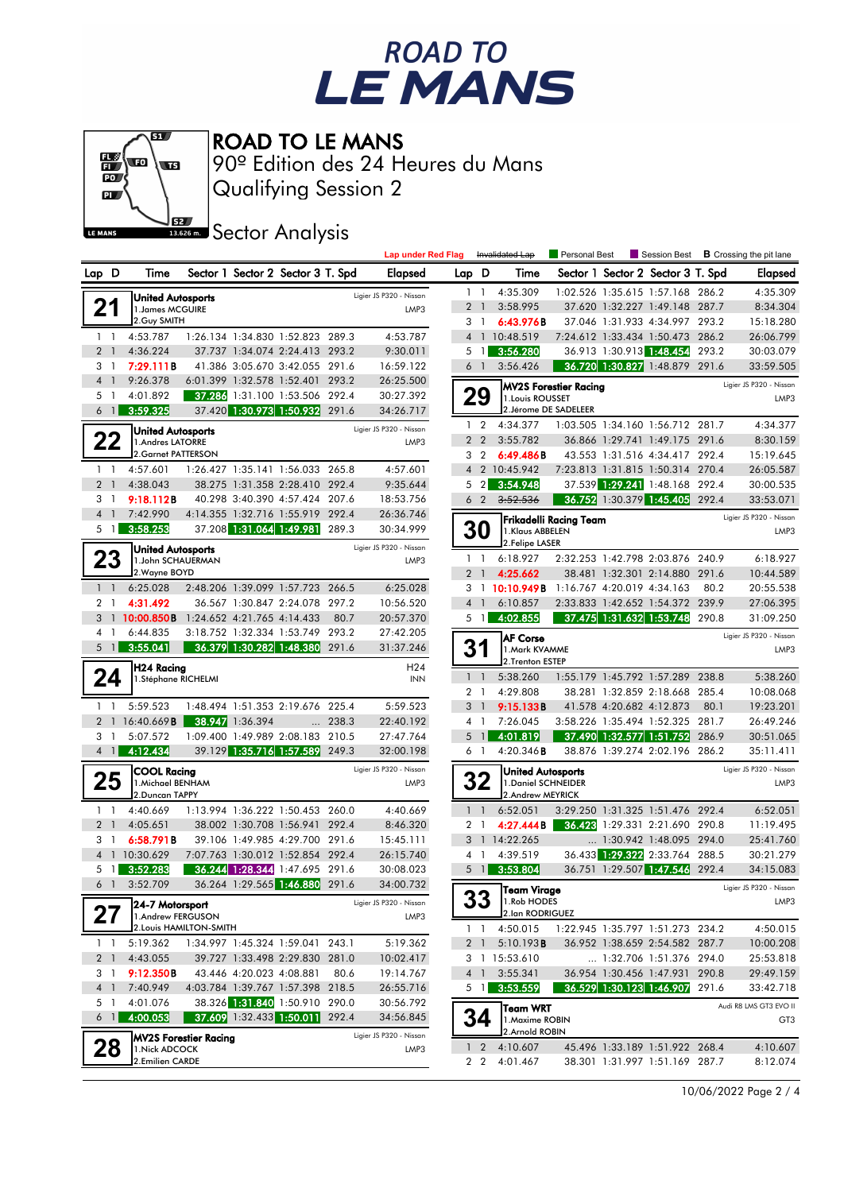# ROAD TO LE MANS

## 90º Edition des 24 Heures du Mans

## Qualifying Session 2

## Sector Analysis

Lap under Red Flag | Invalidated Lap | Personal Best | Session Best | **B** Crossing the pit lane

### 21 United Autosports — Ligier JS P320 - Nissan — LMP3
1.James MCGUIRE
2.Guy SMITH

| Lap | D | Time | Sector 1 | Sector 2 | Sector 3 | T. Spd | Elapsed |
|---|---|---|---|---|---|---|---|
| 1 | 1 | 4:53.787 | 1:26.134 | 1:34.830 | 1:52.823 | 289.3 | 4:53.787 |
| 2 | 1 | 4:36.224 | 37.737 | 1:34.074 | 2:24.413 | 293.2 | 9:30.011 |
| 3 | 1 | 7:29.111B | 41.386 | 3:05.670 | 3:42.055 | 291.6 | 16:59.122 |
| 4 | 1 | 9:26.378 | 6:01.399 | 1:32.578 | 1:52.401 | 293.2 | 26:25.500 |
| 5 | 1 | 4:01.892 | 37.286 | 1:31.100 | 1:53.506 | 292.4 | 30:27.392 |
| 6 | 1 | 3:59.325 | 37.420 | 1:30.973 | 1:50.932 | 291.6 | 34:26.717 |

### 22 United Autosports — Ligier JS P320 - Nissan — LMP3
1.Andres LATORRE
2.Garnet PATTERSON

| Lap | D | Time | Sector 1 | Sector 2 | Sector 3 | T. Spd | Elapsed |
|---|---|---|---|---|---|---|---|
| 1 | 1 | 4:57.601 | 1:26.427 | 1:35.141 | 1:56.033 | 265.8 | 4:57.601 |
| 2 | 1 | 4:38.043 | 38.275 | 1:31.358 | 2:28.410 | 292.4 | 9:35.644 |
| 3 | 1 | 9:18.112B | 40.298 | 3:40.390 | 4:57.424 | 207.6 | 18:53.756 |
| 4 | 1 | 7:42.990 | 4:14.355 | 1:32.716 | 1:55.919 | 292.4 | 26:36.746 |
| 5 | 1 | 3:58.253 | 37.208 | 1:31.064 | 1:49.981 | 289.3 | 30:34.999 |

### 23 United Autosports — Ligier JS P320 - Nissan — LMP3
1.John SCHAUERMAN
2.Wayne BOYD

| Lap | D | Time | Sector 1 | Sector 2 | Sector 3 | T. Spd | Elapsed |
|---|---|---|---|---|---|---|---|
| 1 | 1 | 6:25.028 | 2:48.206 | 1:39.099 | 1:57.723 | 266.5 | 6:25.028 |
| 2 | 1 | 4:31.492 | 36.567 | 1:30.847 | 2:24.078 | 297.2 | 10:56.520 |
| 3 | 1 | 10:00.850B | 1:24.652 | 4:21.765 | 4:14.433 | 80.7 | 20:57.370 |
| 4 | 1 | 6:44.835 | 3:18.752 | 1:32.334 | 1:53.749 | 293.2 | 27:42.205 |
| 5 | 1 | 3:55.041 | 36.379 | 1:30.282 | 1:48.380 | 291.6 | 31:37.246 |

### 24 H24 Racing — H24 — INN
1.Stéphane RICHELMI

| Lap | D | Time | Sector 1 | Sector 2 | Sector 3 | T. Spd | Elapsed |
|---|---|---|---|---|---|---|---|
| 1 | 1 | 5:59.523 | 1:48.494 | 1:51.353 | 2:19.676 | 225.4 | 5:59.523 |
| 2 | 1 | 16:40.669B | 38.947 | 1:36.394 | ... | 238.3 | 22:40.192 |
| 3 | 1 | 5:07.572 | 1:09.400 | 1:49.989 | 2:08.183 | 210.5 | 27:47.764 |
| 4 | 1 | 4:12.434 | 39.129 | 1:35.716 | 1:57.589 | 249.3 | 32:00.198 |

### 25 COOL Racing — Ligier JS P320 - Nissan — LMP3
1.Michael BENHAM
2.Duncan TAPPY

| Lap | D | Time | Sector 1 | Sector 2 | Sector 3 | T. Spd | Elapsed |
|---|---|---|---|---|---|---|---|
| 1 | 1 | 4:40.669 | 1:13.994 | 1:36.222 | 1:50.453 | 260.0 | 4:40.669 |
| 2 | 1 | 4:05.651 | 38.002 | 1:30.708 | 1:56.941 | 292.4 | 8:46.320 |
| 3 | 1 | 6:58.791B | 39.106 | 1:49.985 | 4:29.700 | 291.6 | 15:45.111 |
| 4 | 1 | 10:30.629 | 7:07.763 | 1:30.012 | 1:52.854 | 292.4 | 26:15.740 |
| 5 | 1 | 3:52.283 | 36.244 | 1:28.344 | 1:47.695 | 291.6 | 30:08.023 |
| 6 | 1 | 3:52.709 | 36.264 | 1:29.565 | 1:46.880 | 291.6 | 34:00.732 |

### 27 24-7 Motorsport — Ligier JS P320 - Nissan — LMP3
1.Andrew FERGUSON
2.Louis HAMILTON-SMITH

| Lap | D | Time | Sector 1 | Sector 2 | Sector 3 | T. Spd | Elapsed |
|---|---|---|---|---|---|---|---|
| 1 | 1 | 5:19.362 | 1:34.977 | 1:45.324 | 1:59.041 | 243.1 | 5:19.362 |
| 2 | 1 | 4:43.055 | 39.727 | 1:33.498 | 2:29.830 | 281.0 | 10:02.417 |
| 3 | 1 | 9:12.350B | 43.446 | 4:20.023 | 4:08.881 | 80.6 | 19:14.767 |
| 4 | 1 | 7:40.949 | 4:03.784 | 1:39.767 | 1:57.398 | 218.5 | 26:55.716 |
| 5 | 1 | 4:01.076 | 38.326 | 1:31.840 | 1:50.910 | 290.0 | 30:56.792 |
| 6 | 1 | 4:00.053 | 37.609 | 1:32.433 | 1:50.011 | 292.4 | 34:56.845 |

### 28 MV2S Forestier Racing — Ligier JS P320 - Nissan — LMP3
1.Nick ADCOCK
2.Emilien CARDE

| Lap | D | Time | Sector 1 | Sector 2 | Sector 3 | T. Spd | Elapsed |
|---|---|---|---|---|---|---|---|
| 1 | 1 | 4:35.309 | 1:02.526 | 1:35.615 | 1:57.168 | 286.2 | 4:35.309 |
| 2 | 1 | 3:58.995 | 37.620 | 1:32.227 | 1:49.148 | 287.7 | 8:34.304 |
| 3 | 1 | 6:43.976B | 37.046 | 1:31.933 | 4:34.997 | 293.2 | 15:18.280 |
| 4 | 1 | 10:48.519 | 7:24.612 | 1:33.434 | 1:50.473 | 286.2 | 26:06.799 |
| 5 | 1 | 3:56.280 | 36.913 | 1:30.913 | 1:48.454 | 293.2 | 30:03.079 |
| 6 | 1 | 3:56.426 | 36.720 | 1:30.827 | 1:48.879 | 291.6 | 33:59.505 |

### 29 MV2S Forestier Racing — Ligier JS P320 - Nissan — LMP3
1.Louis ROUSSET
2.Jérome DE SADELEER

| Lap | D | Time | Sector 1 | Sector 2 | Sector 3 | T. Spd | Elapsed |
|---|---|---|---|---|---|---|---|
| 1 | 2 | 4:34.377 | 1:03.505 | 1:34.160 | 1:56.712 | 281.7 | 4:34.377 |
| 2 | 2 | 3:55.782 | 36.866 | 1:29.741 | 1:49.175 | 291.6 | 8:30.159 |
| 3 | 2 | 6:49.486B | 43.553 | 1:31.516 | 4:34.417 | 292.4 | 15:19.645 |
| 4 | 2 | 10:45.942 | 7:23.813 | 1:31.815 | 1:50.314 | 270.4 | 26:05.587 |
| 5 | 2 | 3:54.948 | 37.539 | 1:29.241 | 1:48.168 | 292.4 | 30:00.535 |
| 6 | 2 | ~~3:52.536~~ | 36.752 | 1:30.379 | 1:45.405 | 292.4 | 33:53.071 |

### 30 Frikadelli Racing Team — Ligier JS P320 - Nissan — LMP3
1.Klaus ABBELEN
2.Felipe LASER

| Lap | D | Time | Sector 1 | Sector 2 | Sector 3 | T. Spd | Elapsed |
|---|---|---|---|---|---|---|---|
| 1 | 1 | 6:18.927 | 2:32.253 | 1:42.798 | 2:03.876 | 240.9 | 6:18.927 |
| 2 | 1 | 4:25.662 | 38.481 | 1:32.301 | 2:14.880 | 291.6 | 10:44.589 |
| 3 | 1 | 10:10.949B | 1:16.767 | 4:20.019 | 4:34.163 | 80.2 | 20:55.538 |
| 4 | 1 | 6:10.857 | 2:33.833 | 1:42.652 | 1:54.372 | 239.9 | 27:06.395 |
| 5 | 1 | 4:02.855 | 37.475 | 1:31.632 | 1:53.748 | 290.8 | 31:09.250 |

### 31 AF Corse — Ligier JS P320 - Nissan — LMP3
1.Mark KVAMME
2.Trenton ESTEP

| Lap | D | Time | Sector 1 | Sector 2 | Sector 3 | T. Spd | Elapsed |
|---|---|---|---|---|---|---|---|
| 1 | 1 | 5:38.260 | 1:55.179 | 1:45.792 | 1:57.289 | 238.8 | 5:38.260 |
| 2 | 1 | 4:29.808 | 38.281 | 1:32.859 | 2:18.668 | 285.4 | 10:08.068 |
| 3 | 1 | 9:15.133B | 41.578 | 4:20.682 | 4:12.873 | 80.1 | 19:23.201 |
| 4 | 1 | 7:26.045 | 3:58.226 | 1:35.494 | 1:52.325 | 281.7 | 26:49.246 |
| 5 | 1 | 4:01.819 | 37.490 | 1:32.577 | 1:51.752 | 286.9 | 30:51.065 |
| 6 | 1 | 4:20.346B | 38.876 | 1:39.274 | 2:02.196 | 286.2 | 35:11.411 |

### 32 United Autosports — Ligier JS P320 - Nissan — LMP3
1.Daniel SCHNEIDER
2.Andrew MEYRICK

| Lap | D | Time | Sector 1 | Sector 2 | Sector 3 | T. Spd | Elapsed |
|---|---|---|---|---|---|---|---|
| 1 | 1 | 6:52.051 | 3:29.250 | 1:31.325 | 1:51.476 | 292.4 | 6:52.051 |
| 2 | 1 | 4:27.444B | 36.423 | 1:29.331 | 2:21.690 | 290.8 | 11:19.495 |
| 3 | 1 | 14:22.265 | ... | 1:30.942 | 1:48.095 | 294.0 | 25:41.760 |
| 4 | 1 | 4:39.519 | 36.433 | 1:29.322 | 2:33.764 | 288.5 | 30:21.279 |
| 5 | 1 | 3:53.804 | 36.751 | 1:29.507 | 1:47.546 | 292.4 | 34:15.083 |

### 33 Team Virage — Ligier JS P320 - Nissan — LMP3
1.Rob HODES
2.Ian RODRIGUEZ

| Lap | D | Time | Sector 1 | Sector 2 | Sector 3 | T. Spd | Elapsed |
|---|---|---|---|---|---|---|---|
| 1 | 1 | 4:50.015 | 1:22.945 | 1:35.797 | 1:51.273 | 234.2 | 4:50.015 |
| 2 | 1 | 5:10.193B | 36.952 | 1:38.659 | 2:54.582 | 287.7 | 10:00.208 |
| 3 | 1 | 15:53.610 | ... | 1:32.706 | 1:51.376 | 294.0 | 25:53.818 |
| 4 | 1 | 3:55.341 | 36.954 | 1:30.456 | 1:47.931 | 290.8 | 29:49.159 |
| 5 | 1 | 3:53.559 | 36.529 | 1:30.123 | 1:46.907 | 291.6 | 33:42.718 |

### 34 Team WRT — Audi R8 LMS GT3 EVO II — GT3
1.Maxime ROBIN
2.Arnold ROBIN

| Lap | D | Time | Sector 1 | Sector 2 | Sector 3 | T. Spd | Elapsed |
|---|---|---|---|---|---|---|---|
| 1 | 2 | 4:10.607 | 45.496 | 1:33.189 | 1:51.922 | 268.4 | 4:10.607 |
| 2 | 2 | 4:01.467 | 38.301 | 1:31.997 | 1:51.169 | 287.7 | 8:12.074 |

10/06/2022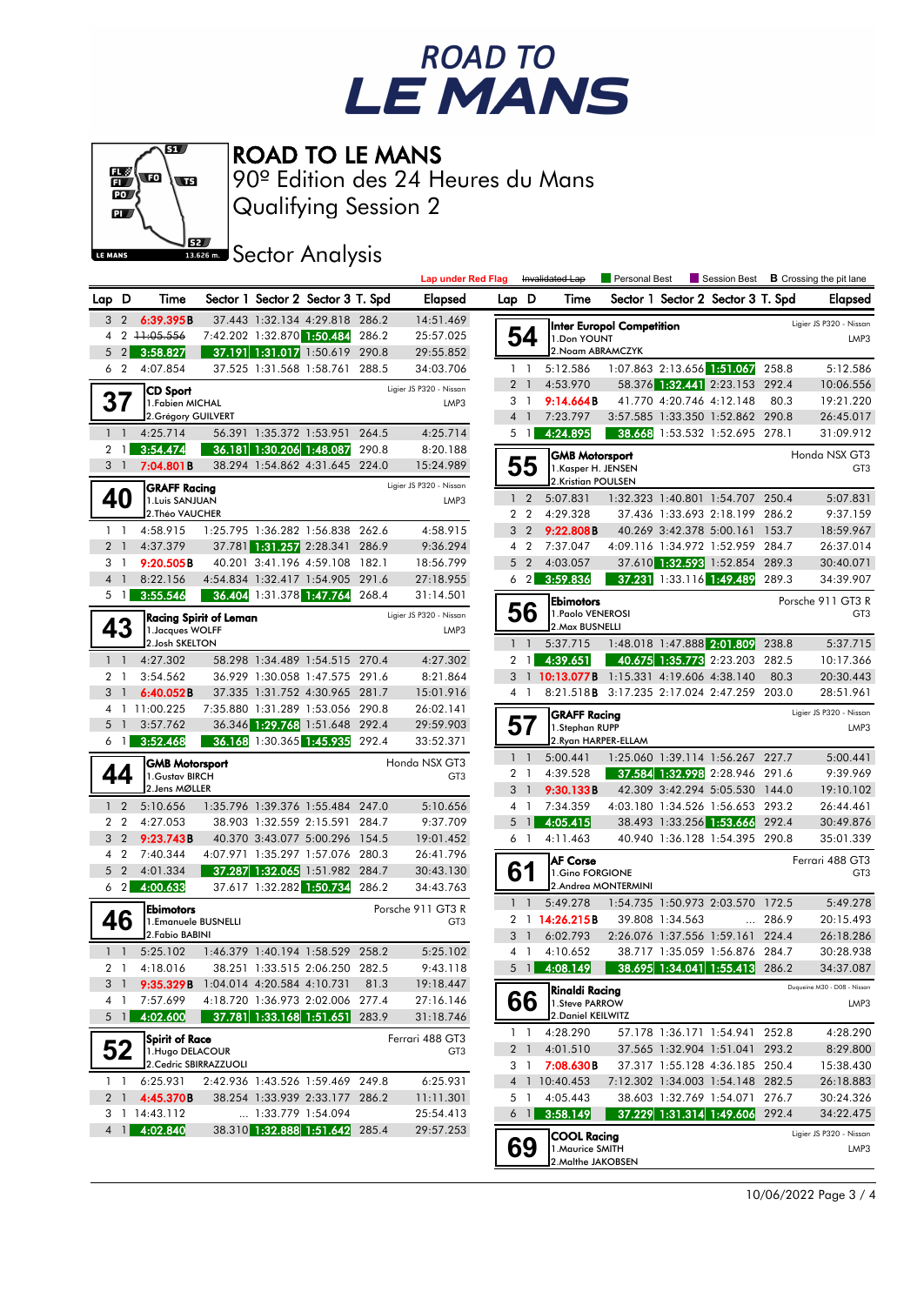# ROAD TO LE MANS

## ROAD TO LE MANS
90º Edition des 24 Heures du Mans
Qualifying Session 2

### Sector Analysis

Lap under Red Flag | ~~Invalidated Lap~~ | Personal Best | Session Best | **B** Crossing the pit lane

| Lap | D | Time | Sector 1 | Sector 2 | Sector 3 | T. Spd | Elapsed |
|---|---|---|---|---|---|---|---|
| 3 | 2 | 6:39.395**B** | 37.443 | 1:32.134 | 4:29.818 | 286.2 | 14:51.469 |
| 4 | 2 | ~~11:05.556~~ | 7:42.202 | 1:32.870 | 1:50.484 | 286.2 | 25:57.025 |
| 5 | 2 | 3:58.827 | 37.191 | 1:31.017 | 1:50.619 | 290.8 | 29:55.852 |
| 6 | 2 | 4:07.854 | 37.525 | 1:31.568 | 1:58.761 | 288.5 | 34:03.706 |

**37** CD Sport — Ligier JS P320 - Nissan — LMP3
1.Fabien MICHAL
2.Grégory GUILVERT

| Lap | D | Time | Sector 1 | Sector 2 | Sector 3 | T. Spd | Elapsed |
|---|---|---|---|---|---|---|---|
| 1 | 1 | 4:25.714 | 56.391 | 1:35.372 | 1:53.951 | 264.5 | 4:25.714 |
| 2 | 1 | 3:54.474 | 36.181 | 1:30.206 | 1:48.087 | 290.8 | 8:20.188 |
| 3 | 1 | 7:04.801**B** | 38.294 | 1:54.862 | 4:31.645 | 224.0 | 15:24.989 |

**40** GRAFF Racing — Ligier JS P320 - Nissan — LMP3
1.Luis SANJUAN
2.Théo VAUCHER

| Lap | D | Time | Sector 1 | Sector 2 | Sector 3 | T. Spd | Elapsed |
|---|---|---|---|---|---|---|---|
| 1 | 1 | 4:58.915 | 1:25.795 | 1:36.282 | 1:56.838 | 262.6 | 4:58.915 |
| 2 | 1 | 4:37.379 | 37.781 | 1:31.257 | 2:28.341 | 286.9 | 9:36.294 |
| 3 | 1 | 9:20.505**B** | 40.201 | 3:41.196 | 4:59.108 | 182.1 | 18:56.799 |
| 4 | 1 | 8:22.156 | 4:54.834 | 1:32.417 | 1:54.905 | 291.6 | 27:18.955 |
| 5 | 1 | 3:55.546 | 36.404 | 1:31.378 | 1:47.764 | 268.4 | 31:14.501 |

**43** Racing Spirit of Leman — Ligier JS P320 - Nissan — LMP3
1.Jacques WOLFF
2.Josh SKELTON

| Lap | D | Time | Sector 1 | Sector 2 | Sector 3 | T. Spd | Elapsed |
|---|---|---|---|---|---|---|---|
| 1 | 1 | 4:27.302 | 58.298 | 1:34.489 | 1:54.515 | 270.4 | 4:27.302 |
| 2 | 1 | 3:54.562 | 36.929 | 1:30.058 | 1:47.575 | 291.6 | 8:21.864 |
| 3 | 1 | 6:40.052**B** | 37.335 | 1:31.752 | 4:30.965 | 281.7 | 15:01.916 |
| 4 | 1 | 11:00.225 | 7:35.880 | 1:31.289 | 1:53.056 | 290.8 | 26:02.141 |
| 5 | 1 | 3:57.762 | 36.346 | 1:29.768 | 1:51.648 | 292.4 | 29:59.903 |
| 6 | 1 | 3:52.468 | 36.168 | 1:30.365 | 1:45.935 | 292.4 | 33:52.371 |

**44** GMB Motorsport — Honda NSX GT3 — GT3
1.Gustav BIRCH
2.Jens MØLLER

| Lap | D | Time | Sector 1 | Sector 2 | Sector 3 | T. Spd | Elapsed |
|---|---|---|---|---|---|---|---|
| 1 | 2 | 5:10.656 | 1:35.796 | 1:39.376 | 1:55.484 | 247.0 | 5:10.656 |
| 2 | 2 | 4:27.053 | 38.903 | 1:32.559 | 2:15.591 | 284.7 | 9:37.709 |
| 3 | 2 | 9:23.743**B** | 40.370 | 3:43.077 | 5:00.296 | 154.5 | 19:01.452 |
| 4 | 2 | 7:40.344 | 4:07.971 | 1:35.297 | 1:57.076 | 280.3 | 26:41.796 |
| 5 | 2 | 4:01.334 | 37.287 | 1:32.065 | 1:51.982 | 284.7 | 30:43.130 |
| 6 | 2 | 4:00.633 | 37.617 | 1:32.282 | 1:50.734 | 286.2 | 34:43.763 |

**46** Ebimotors — Porsche 911 GT3 R — GT3
1.Emanuele BUSNELLI
2.Fabio BABINI

| Lap | D | Time | Sector 1 | Sector 2 | Sector 3 | T. Spd | Elapsed |
|---|---|---|---|---|---|---|---|
| 1 | 1 | 5:25.102 | 1:46.379 | 1:40.194 | 1:58.529 | 258.2 | 5:25.102 |
| 2 | 1 | 4:18.016 | 38.251 | 1:33.515 | 2:06.250 | 282.5 | 9:43.118 |
| 3 | 1 | 9:35.329**B** | 1:04.014 | 4:20.584 | 4:10.731 | 81.3 | 19:18.447 |
| 4 | 1 | 7:57.699 | 4:18.720 | 1:36.973 | 2:02.006 | 277.4 | 27:16.146 |
| 5 | 1 | 4:02.600 | 37.781 | 1:33.168 | 1:51.651 | 283.9 | 31:18.746 |

**52** Spirit of Race — Ferrari 488 GT3 — GT3
1.Hugo DELACOUR
2.Cedric SBIRRAZZUOLI

| Lap | D | Time | Sector 1 | Sector 2 | Sector 3 | T. Spd | Elapsed |
|---|---|---|---|---|---|---|---|
| 1 | 1 | 6:25.931 | 2:42.936 | 1:43.526 | 1:59.469 | 249.8 | 6:25.931 |
| 2 | 1 | 4:45.370**B** | 38.254 | 1:33.939 | 2:33.177 | 286.2 | 11:11.301 |
| 3 | 1 | 14:43.112 | ... | 1:33.779 | 1:54.094 | | 25:54.413 |
| 4 | 1 | 4:02.840 | 38.310 | 1:32.888 | 1:51.642 | 285.4 | 29:57.253 |

**54** Inter Europol Competition — Ligier JS P320 - Nissan — LMP3
1.Don YOUNT
2.Noam ABRAMCZYK

| Lap | D | Time | Sector 1 | Sector 2 | Sector 3 | T. Spd | Elapsed |
|---|---|---|---|---|---|---|---|
| 1 | 1 | 5:12.586 | 1:07.863 | 2:13.656 | 1:51.067 | 258.8 | 5:12.586 |
| 2 | 1 | 4:53.970 | 58.376 | 1:32.441 | 2:23.153 | 292.4 | 10:06.556 |
| 3 | 1 | 9:14.664**B** | 41.770 | 4:20.746 | 4:12.148 | 80.3 | 19:21.220 |
| 4 | 1 | 7:23.797 | 3:57.585 | 1:33.350 | 1:52.862 | 290.8 | 26:45.017 |
| 5 | 1 | 4:24.895 | 38.668 | 1:53.532 | 1:52.695 | 278.1 | 31:09.912 |

**55** GMB Motorsport — Honda NSX GT3 — GT3
1.Kasper H. JENSEN
2.Kristian POULSEN

| Lap | D | Time | Sector 1 | Sector 2 | Sector 3 | T. Spd | Elapsed |
|---|---|---|---|---|---|---|---|
| 1 | 2 | 5:07.831 | 1:32.323 | 1:40.801 | 1:54.707 | 250.4 | 5:07.831 |
| 2 | 2 | 4:29.328 | 37.436 | 1:33.693 | 2:18.199 | 286.2 | 9:37.159 |
| 3 | 2 | 9:22.808**B** | 40.269 | 3:42.378 | 5:00.161 | 153.7 | 18:59.967 |
| 4 | 2 | 7:37.047 | 4:09.116 | 1:34.972 | 1:52.959 | 284.7 | 26:37.014 |
| 5 | 2 | 4:03.057 | 37.610 | 1:32.593 | 1:52.854 | 289.3 | 30:40.071 |
| 6 | 2 | 3:59.836 | 37.231 | 1:33.116 | 1:49.489 | 289.3 | 34:39.907 |

**56** Ebimotors — Porsche 911 GT3 R — GT3
1.Paolo VENEROSI
2.Max BUSNELLI

| Lap | D | Time | Sector 1 | Sector 2 | Sector 3 | T. Spd | Elapsed |
|---|---|---|---|---|---|---|---|
| 1 | 1 | 5:37.715 | 1:48.018 | 1:47.888 | 2:01.809 | 238.8 | 5:37.715 |
| 2 | 1 | 4:39.651 | 40.675 | 1:35.773 | 2:23.203 | 282.5 | 10:17.366 |
| 3 | 1 | 10:13.077**B** | 1:15.331 | 4:19.606 | 4:38.140 | 80.3 | 20:30.443 |
| 4 | 1 | 8:21.518**B** | 3:17.235 | 2:17.024 | 2:47.259 | 203.0 | 28:51.961 |

**57** GRAFF Racing — Ligier JS P320 - Nissan — LMP3
1.Stephan RUPP
2.Ryan HARPER-ELLAM

| Lap | D | Time | Sector 1 | Sector 2 | Sector 3 | T. Spd | Elapsed |
|---|---|---|---|---|---|---|---|
| 1 | 1 | 5:00.441 | 1:25.060 | 1:39.114 | 1:56.267 | 227.7 | 5:00.441 |
| 2 | 1 | 4:39.528 | 37.584 | 1:32.998 | 2:28.946 | 291.6 | 9:39.969 |
| 3 | 1 | 9:30.133**B** | 42.309 | 3:42.294 | 5:05.530 | 144.0 | 19:10.102 |
| 4 | 1 | 7:34.359 | 4:03.180 | 1:34.526 | 1:56.653 | 293.2 | 26:44.461 |
| 5 | 1 | 4:05.415 | 38.493 | 1:33.256 | 1:53.666 | 292.4 | 30:49.876 |
| 6 | 1 | 4:11.463 | 40.940 | 1:36.128 | 1:54.395 | 290.8 | 35:01.339 |

**61** AF Corse — Ferrari 488 GT3 — GT3
1.Gino FORGIONE
2.Andrea MONTERMINI

| Lap | D | Time | Sector 1 | Sector 2 | Sector 3 | T. Spd | Elapsed |
|---|---|---|---|---|---|---|---|
| 1 | 1 | 5:49.278 | 1:54.735 | 1:50.973 | 2:03.570 | 172.5 | 5:49.278 |
| 2 | 1 | 14:26.215**B** | 39.808 | 1:34.563 | ... | 286.9 | 20:15.493 |
| 3 | 1 | 6:02.793 | 2:26.076 | 1:37.556 | 1:59.161 | 224.4 | 26:18.286 |
| 4 | 1 | 4:10.652 | 38.717 | 1:35.059 | 1:56.876 | 284.7 | 30:28.938 |
| 5 | 1 | 4:08.149 | 38.695 | 1:34.041 | 1:55.413 | 286.2 | 34:37.087 |

**66** Rinaldi Racing — Duqueine M30 - D08 - Nissan — LMP3
1.Steve PARROW
2.Daniel KEILWITZ

| Lap | D | Time | Sector 1 | Sector 2 | Sector 3 | T. Spd | Elapsed |
|---|---|---|---|---|---|---|---|
| 1 | 1 | 4:28.290 | 57.178 | 1:36.171 | 1:54.941 | 252.8 | 4:28.290 |
| 2 | 1 | 4:01.510 | 37.565 | 1:32.904 | 1:51.041 | 293.2 | 8:29.800 |
| 3 | 1 | 7:08.630**B** | 37.317 | 1:55.128 | 4:36.185 | 250.4 | 15:38.430 |
| 4 | 1 | 10:40.453 | 7:12.302 | 1:34.003 | 1:54.148 | 282.5 | 26:18.883 |
| 5 | 1 | 4:05.443 | 38.603 | 1:32.769 | 1:54.071 | 276.7 | 30:24.326 |
| 6 | 1 | 3:58.149 | 37.229 | 1:31.314 | 1:49.606 | 292.4 | 34:22.475 |

**69** COOL Racing — Ligier JS P320 - Nissan — LMP3
1.Maurice SMITH
2.Malthe JAKOBSEN

10/06/2022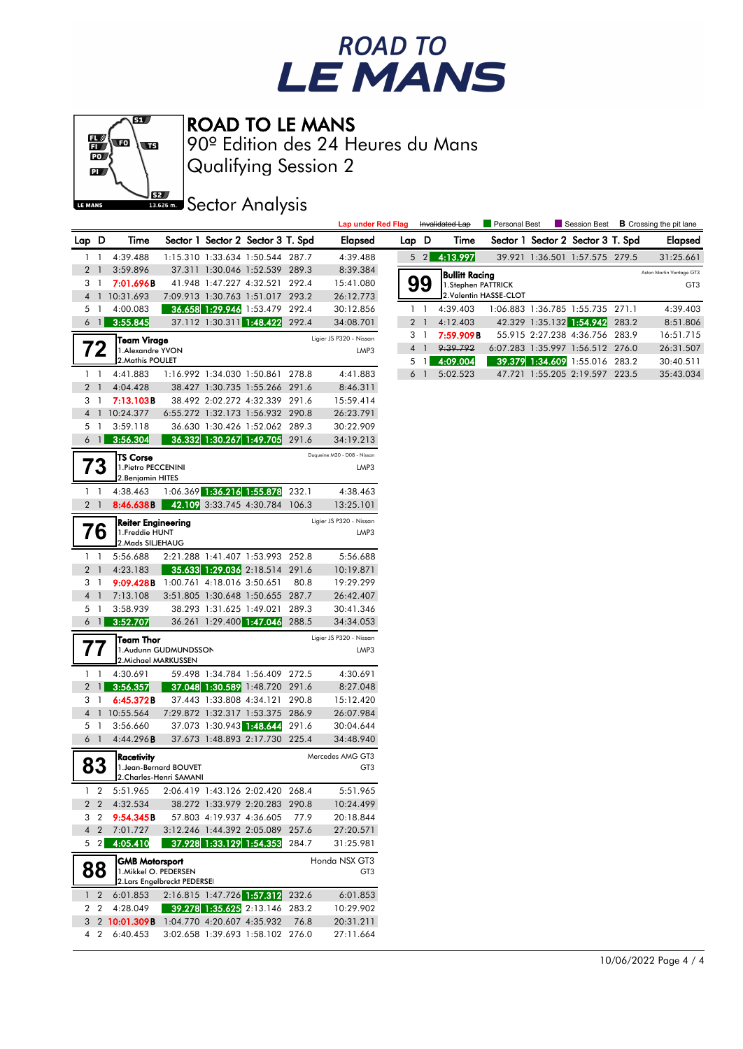# ROAD TO LE MANS

90º Edition des 24 Heures du Mans

Qualifying Session 2

Sector Analysis

Lap under Red Flag | Invalidated Lap | Personal Best | Session Best | B Crossing the pit lane

| Lap | D | Time | Sector 1 | Sector 2 | Sector 3 | T. Spd | Elapsed |
|---|---|---|---|---|---|---|---|
| 1 | 1 | 4:39.488 | 1:15.310 | 1:33.634 | 1:50.544 | 287.7 | 4:39.488 |
| 2 | 1 | 3:59.896 | 37.311 | 1:30.046 | 1:52.539 | 289.3 | 8:39.384 |
| 3 | 1 | 7:01.696B | 41.948 | 1:47.227 | 4:32.521 | 292.4 | 15:41.080 |
| 4 | 1 | 10:31.693 | 7:09.913 | 1:30.763 | 1:51.017 | 293.2 | 26:12.773 |
| 5 | 1 | 4:00.083 | 36.658 | 1:29.946 | 1:53.479 | 292.4 | 30:12.856 |
| 6 | 1 | 3:55.845 | 37.112 | 1:30.311 | 1:48.422 | 292.4 | 34:08.701 |

**72** Team Virage — Ligier JS P320 - Nissan — LMP3
1.Alexandre YVON
2.Mathis POULET

| Lap | D | Time | Sector 1 | Sector 2 | Sector 3 | T. Spd | Elapsed |
|---|---|---|---|---|---|---|---|
| 1 | 1 | 4:41.883 | 1:16.992 | 1:34.030 | 1:50.861 | 278.8 | 4:41.883 |
| 2 | 1 | 4:04.428 | 38.427 | 1:30.735 | 1:55.266 | 291.6 | 8:46.311 |
| 3 | 1 | 7:13.103B | 38.492 | 2:02.272 | 4:32.339 | 291.6 | 15:59.414 |
| 4 | 1 | 10:24.377 | 6:55.272 | 1:32.173 | 1:56.932 | 290.8 | 26:23.791 |
| 5 | 1 | 3:59.118 | 36.630 | 1:30.426 | 1:52.062 | 289.3 | 30:22.909 |
| 6 | 1 | 3:56.304 | 36.332 | 1:30.267 | 1:49.705 | 291.6 | 34:19.213 |

**73** TS Corse — Duqueine M30 - D08 - Nissan — LMP3
1.Pietro PECCENINI
2.Benjamin HITES

| Lap | D | Time | Sector 1 | Sector 2 | Sector 3 | T. Spd | Elapsed |
|---|---|---|---|---|---|---|---|
| 1 | 1 | 4:38.463 | 1:06.369 | 1:36.216 | 1:55.878 | 232.1 | 4:38.463 |
| 2 | 1 | 8:46.638B | 42.109 | 3:33.745 | 4:30.784 | 106.3 | 13:25.101 |

**76** Reiter Engineering — Ligier JS P320 - Nissan — LMP3
1.Freddie HUNT
2.Mads SILJEHAUG

| Lap | D | Time | Sector 1 | Sector 2 | Sector 3 | T. Spd | Elapsed |
|---|---|---|---|---|---|---|---|
| 1 | 1 | 5:56.688 | 2:21.288 | 1:41.407 | 1:53.993 | 252.8 | 5:56.688 |
| 2 | 1 | 4:23.183 | 35.633 | 1:29.036 | 2:18.514 | 291.6 | 10:19.871 |
| 3 | 1 | 9:09.428B | 1:00.761 | 4:18.016 | 3:50.651 | 80.8 | 19:29.299 |
| 4 | 1 | 7:13.108 | 3:51.805 | 1:30.648 | 1:50.655 | 287.7 | 26:42.407 |
| 5 | 1 | 3:58.939 | 38.293 | 1:31.625 | 1:49.021 | 289.3 | 30:41.346 |
| 6 | 1 | 3:52.707 | 36.261 | 1:29.400 | 1:47.046 | 288.5 | 34:34.053 |

**77** Team Thor — Ligier JS P320 - Nissan — LMP3
1.Audunn GUDMUNDSSON
2.Michael MARKUSSEN

| Lap | D | Time | Sector 1 | Sector 2 | Sector 3 | T. Spd | Elapsed |
|---|---|---|---|---|---|---|---|
| 1 | 1 | 4:30.691 | 59.498 | 1:34.784 | 1:56.409 | 272.5 | 4:30.691 |
| 2 | 1 | 3:56.357 | 37.048 | 1:30.589 | 1:48.720 | 291.6 | 8:27.048 |
| 3 | 1 | 6:45.372B | 37.443 | 1:33.808 | 4:34.121 | 290.8 | 15:12.420 |
| 4 | 1 | 10:55.564 | 7:29.872 | 1:32.317 | 1:53.375 | 286.9 | 26:07.984 |
| 5 | 1 | 3:56.660 | 37.073 | 1:30.943 | 1:48.644 | 291.6 | 30:04.644 |
| 6 | 1 | 4:44.296B | 37.673 | 1:48.893 | 2:17.730 | 225.4 | 34:48.940 |

**83** Racetivity — Mercedes AMG GT3 — GT3
1.Jean-Bernard BOUVET
2.Charles-Henri SAMANI

| Lap | D | Time | Sector 1 | Sector 2 | Sector 3 | T. Spd | Elapsed |
|---|---|---|---|---|---|---|---|
| 1 | 2 | 5:51.965 | 2:06.419 | 1:43.126 | 2:02.420 | 268.4 | 5:51.965 |
| 2 | 2 | 4:32.534 | 38.272 | 1:33.979 | 2:20.283 | 290.8 | 10:24.499 |
| 3 | 2 | 9:54.345B | 57.803 | 4:19.937 | 4:36.605 | 77.9 | 20:18.844 |
| 4 | 2 | 7:01.727 | 3:12.246 | 1:44.392 | 2:05.089 | 257.6 | 27:20.571 |
| 5 | 2 | 4:05.410 | 37.928 | 1:33.129 | 1:54.353 | 284.7 | 31:25.981 |

**88** GMB Motorsport — Honda NSX GT3 — GT3
1.Mikkel O. PEDERSEN
2.Lars Engelbreckt PEDERSEN

| Lap | D | Time | Sector 1 | Sector 2 | Sector 3 | T. Spd | Elapsed |
|---|---|---|---|---|---|---|---|
| 1 | 2 | 6:01.853 | 2:16.815 | 1:47.726 | 1:57.312 | 232.6 | 6:01.853 |
| 2 | 2 | 4:28.049 | 39.278 | 1:35.625 | 2:13.146 | 283.2 | 10:29.902 |
| 3 | 2 | 10:01.309B | 1:04.770 | 4:20.607 | 4:35.932 | 76.8 | 20:31.211 |
| 4 | 2 | 6:40.453 | 3:02.658 | 1:39.693 | 1:58.102 | 276.0 | 27:11.664 |
| 5 | 2 | 4:13.997 | 39.921 | 1:36.501 | 1:57.575 | 279.5 | 31:25.661 |

**99** Bullitt Racing — Aston Martin Vantage GT3 — GT3
1.Stephen PATTRICK
2.Valentin HASSE-CLOT

| Lap | D | Time | Sector 1 | Sector 2 | Sector 3 | T. Spd | Elapsed |
|---|---|---|---|---|---|---|---|
| 1 | 1 | 4:39.403 | 1:06.883 | 1:36.785 | 1:55.735 | 271.1 | 4:39.403 |
| 2 | 1 | 4:12.403 | 42.329 | 1:35.132 | 1:54.942 | 283.2 | 8:51.806 |
| 3 | 1 | 7:59.909B | 55.915 | 2:27.238 | 4:36.756 | 283.9 | 16:51.715 |
| 4 | 1 | ~~9:39.792~~ | 6:07.283 | 1:35.997 | 1:56.512 | 276.0 | 26:31.507 |
| 5 | 1 | 4:09.004 | 39.379 | 1:34.609 | 1:55.016 | 283.2 | 30:40.511 |
| 6 | 1 | 5:02.523 | 47.721 | 1:55.205 | 2:19.597 | 223.5 | 35:43.034 |

10/06/2022